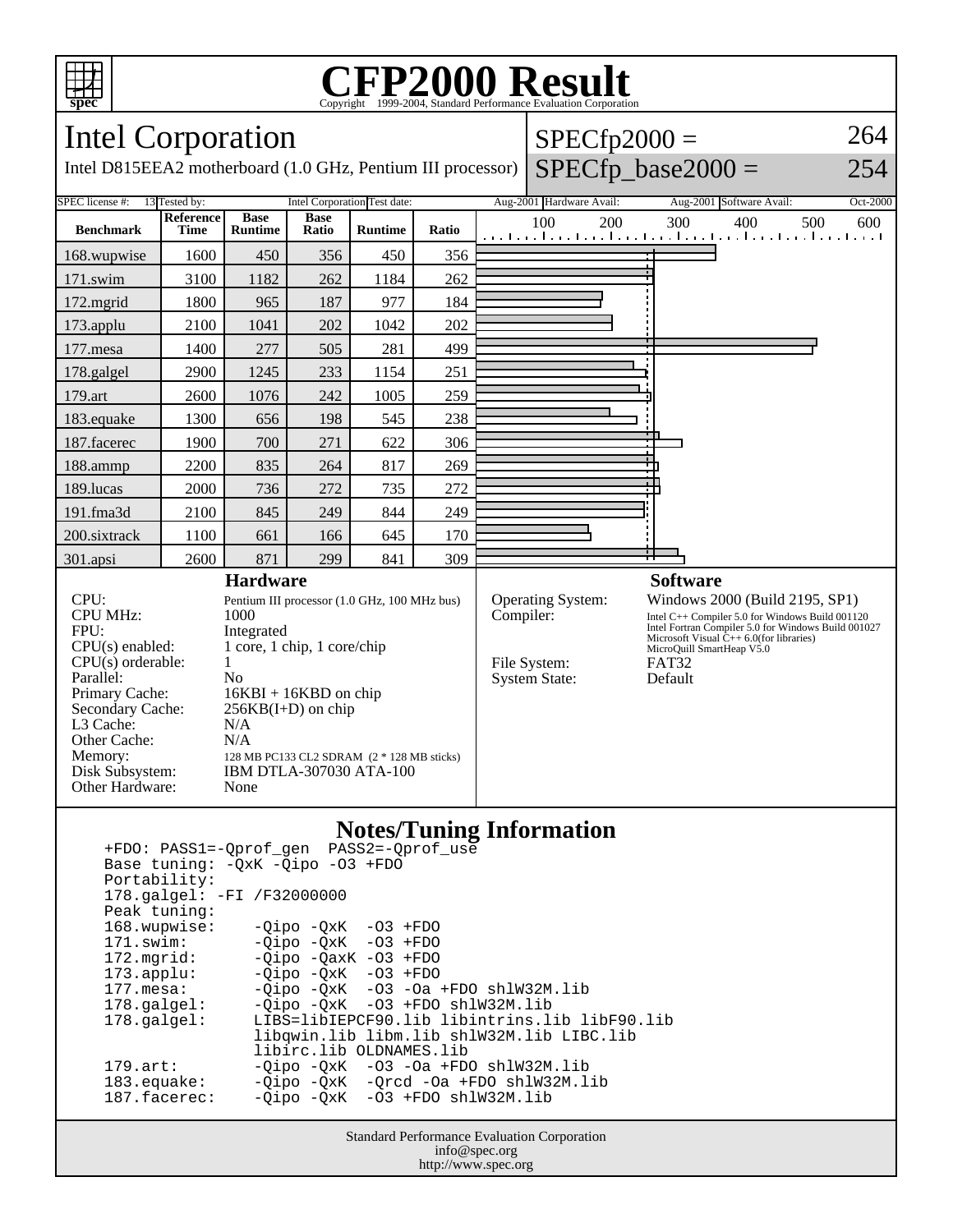# CFP2000 Result

Copyright 1999-2004, Standard Performance Evaluation Corporation

## Intel Corporation

Intel D815EEA2 motherboard (1.0 GHz, Pentium III processor)

SPECfp2000 = 264

SPECfp_base2000 = 254

| SPEC license #: | 13 | Tested by: | Intel Corporation | Test date: | Aug-2001 | Hardware Avail: | Aug-2001 | Software Avail: | Oct-2000 |
|---|---|---|---|---|---|---|---|---|---|

| Benchmark | Reference Time | Base Runtime | Base Ratio | Runtime | Ratio |
|---|---|---|---|---|---|
| 168.wupwise | 1600 | 450 | 356 | 450 | 356 |
| 171.swim | 3100 | 1182 | 262 | 1184 | 262 |
| 172.mgrid | 1800 | 965 | 187 | 977 | 184 |
| 173.applu | 2100 | 1041 | 202 | 1042 | 202 |
| 177.mesa | 1400 | 277 | 505 | 281 | 499 |
| 178.galgel | 2900 | 1245 | 233 | 1154 | 251 |
| 179.art | 2600 | 1076 | 242 | 1005 | 259 |
| 183.equake | 1300 | 656 | 198 | 545 | 238 |
| 187.facerec | 1900 | 700 | 271 | 622 | 306 |
| 188.ammp | 2200 | 835 | 264 | 817 | 269 |
| 189.lucas | 2000 | 736 | 272 | 735 | 272 |
| 191.fma3d | 2100 | 845 | 249 | 844 | 249 |
| 200.sixtrack | 1100 | 661 | 166 | 645 | 170 |
| 301.apsi | 2600 | 871 | 299 | 841 | 309 |

### Hardware

| | |
|---|---|
| CPU: | Pentium III processor (1.0 GHz, 100 MHz bus) |
| CPU MHz: | 1000 |
| FPU: | Integrated |
| CPU(s) enabled: | 1 core, 1 chip, 1 core/chip |
| CPU(s) orderable: | 1 |
| Parallel: | No |
| Primary Cache: | 16KBI + 16KBD on chip |
| Secondary Cache: | 256KB(I+D) on chip |
| L3 Cache: | N/A |
| Other Cache: | N/A |
| Memory: | 128 MB PC133 CL2 SDRAM (2 * 128 MB sticks) |
| Disk Subsystem: | IBM DTLA-307030 ATA-100 |
| Other Hardware: | None |

### Software

| | |
|---|---|
| Operating System: | Windows 2000 (Build 2195, SP1) |
| Compiler: | Intel C++ Compiler 5.0 for Windows Build 001120<br>Intel Fortran Compiler 5.0 for Windows Build 001027<br>Microsoft Visual C++ 6.0(for libraries)<br>MicroQuill SmartHeap V5.0 |
| File System: | FAT32 |
| System State: | Default |

### Notes/Tuning Information

```
+FDO: PASS1=-Qprof_gen  PASS2=-Qprof_use
Base tuning: -QxK -Qipo -O3 +FDO
Portability:
178.galgel: -FI /F32000000
Peak tuning:
168.wupwise:     -Qipo -QxK  -O3 +FDO
171.swim:        -Qipo -QxK  -O3 +FDO
172.mgrid:       -Qipo -QaxK -O3 +FDO
173.applu:       -Qipo -QxK  -O3 +FDO
177.mesa:        -Qipo -QxK  -O3 -Oa +FDO shlW32M.lib
178.galgel:      -Qipo -QxK  -O3 +FDO shlW32M.lib
178.galgel:      LIBS=libIEPCF90.lib libintrins.lib libF90.lib
                 libqwin.lib libm.lib shlW32M.lib LIBC.lib
                 libirc.lib OLDNAMES.lib
179.art:         -Qipo -QxK  -O3 -Oa +FDO shlW32M.lib
183.equake:      -Qipo -QxK  -Qrcd -Oa +FDO shlW32M.lib
187.facerec:     -Qipo -QxK  -O3 +FDO shlW32M.lib
```

Standard Performance Evaluation Corporation
info@spec.org
http://www.spec.org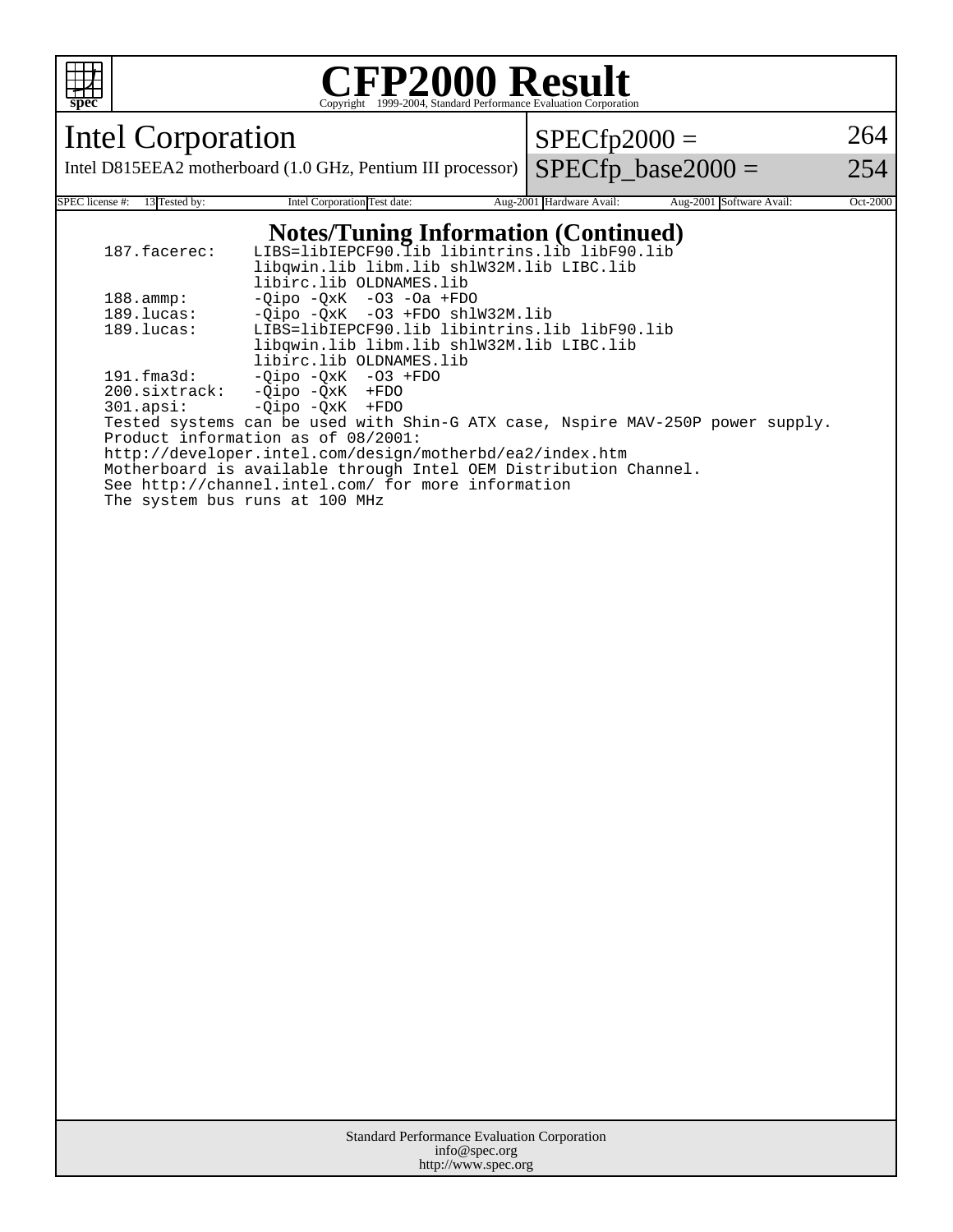# CFP2000 Result

Copyright 1999-2004, Standard Performance Evaluation Corporation

**Intel Corporation**

Intel D815EEA2 motherboard (1.0 GHz, Pentium III processor)

SPECfp2000 = 264

SPECfp_base2000 = 254

| SPEC license #: | 13 | Tested by: | Intel Corporation | Test date: | Aug-2001 | Hardware Avail: | Aug-2001 | Software Avail: | Oct-2000 |
|---|---|---|---|---|---|---|---|---|---|

## Notes/Tuning Information (Continued)

```
187.facerec:    LIBS=libIEPCF90.lib libintrins.lib libF90.lib
                libqwin.lib libm.lib shlW32M.lib LIBC.lib
                libirc.lib OLDNAMES.lib
188.ammp:       -Qipo -QxK  -O3 -Oa +FDO
189.lucas:      -Qipo -QxK  -O3 +FDO shlW32M.lib
189.lucas:      LIBS=libIEPCF90.lib libintrins.lib libF90.lib
                libqwin.lib libm.lib shlW32M.lib LIBC.lib
                libirc.lib OLDNAMES.lib
191.fma3d:      -Qipo -QxK  -O3 +FDO
200.sixtrack:   -Qipo -QxK  +FDO
301.apsi:       -Qipo -QxK  +FDO
Tested systems can be used with Shin-G ATX case, Nspire MAV-250P power supply.
Product information as of 08/2001:
http://developer.intel.com/design/motherbd/ea2/index.htm
Motherboard is available through Intel OEM Distribution Channel.
See http://channel.intel.com/ for more information
The system bus runs at 100 MHz
```

Standard Performance Evaluation Corporation
info@spec.org
http://www.spec.org